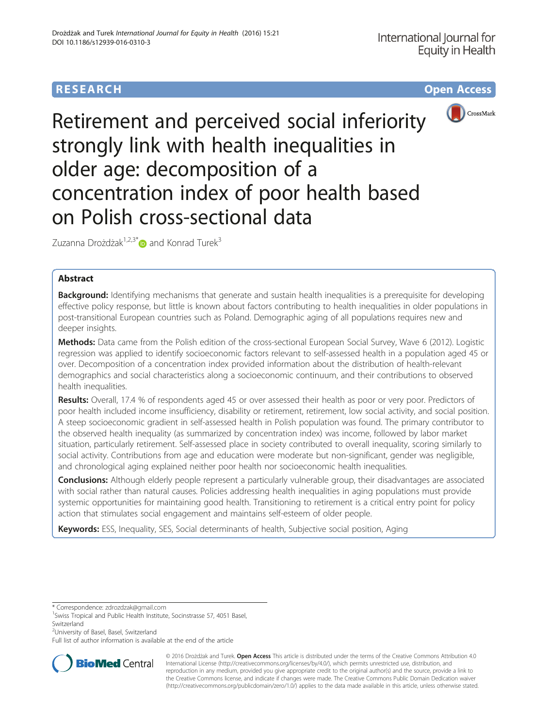**RESEARCH** **Open Access**

# Retirement and perceived social inferiority strongly link with health inequalities in older age: decomposition of a concentration index of poor health based on Polish cross-sectional data

Zuzanna Drożdżak[1,2,3*] and Konrad Turek[3]

## Abstract

**Background:** Identifying mechanisms that generate and sustain health inequalities is a prerequisite for developing effective policy response, but little is known about factors contributing to health inequalities in older populations in post-transitional European countries such as Poland. Demographic aging of all populations requires new and deeper insights.

**Methods:** Data came from the Polish edition of the cross-sectional European Social Survey, Wave 6 (2012). Logistic regression was applied to identify socioeconomic factors relevant to self-assessed health in a population aged 45 or over. Decomposition of a concentration index provided information about the distribution of health-relevant demographics and social characteristics along a socioeconomic continuum, and their contributions to observed health inequalities.

**Results:** Overall, 17.4 % of respondents aged 45 or over assessed their health as poor or very poor. Predictors of poor health included income insufficiency, disability or retirement, retirement, low social activity, and social position. A steep socioeconomic gradient in self-assessed health in Polish population was found. The primary contributor to the observed health inequality (as summarized by concentration index) was income, followed by labor market situation, particularly retirement. Self-assessed place in society contributed to overall inequality, scoring similarly to social activity. Contributions from age and education were moderate but non-significant, gender was negligible, and chronological aging explained neither poor health nor socioeconomic health inequalities.

**Conclusions:** Although elderly people represent a particularly vulnerable group, their disadvantages are associated with social rather than natural causes. Policies addressing health inequalities in aging populations must provide systemic opportunities for maintaining good health. Transitioning to retirement is a critical entry point for policy action that stimulates social engagement and maintains self-esteem of older people.

**Keywords:** ESS, Inequality, SES, Social determinants of health, Subjective social position, Aging

\* Correspondence: zdrozdzak@gmail.com
[1]Swiss Tropical and Public Health Institute, Socinstrasse 57, 4051 Basel, Switzerland
[2]University of Basel, Basel, Switzerland
Full list of author information is available at the end of the article

© 2016 Drożdżak and Turek. **Open Access** This article is distributed under the terms of the Creative Commons Attribution 4.0 International License (http://creativecommons.org/licenses/by/4.0/), which permits unrestricted use, distribution, and reproduction in any medium, provided you give appropriate credit to the original author(s) and the source, provide a link to the Creative Commons license, and indicate if changes were made. The Creative Commons Public Domain Dedication waiver (http://creativecommons.org/publicdomain/zero/1.0/) applies to the data made available in this article, unless otherwise stated.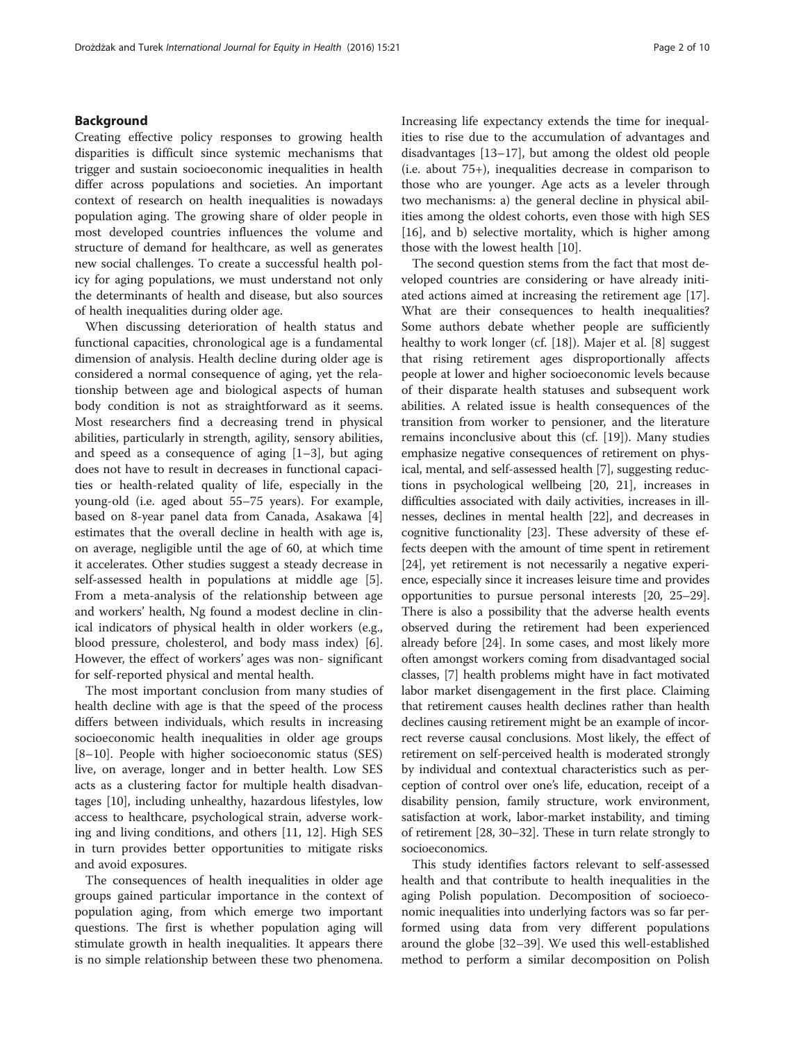## Background

Creating effective policy responses to growing health disparities is difficult since systemic mechanisms that trigger and sustain socioeconomic inequalities in health differ across populations and societies. An important context of research on health inequalities is nowadays population aging. The growing share of older people in most developed countries influences the volume and structure of demand for healthcare, as well as generates new social challenges. To create a successful health policy for aging populations, we must understand not only the determinants of health and disease, but also sources of health inequalities during older age.

When discussing deterioration of health status and functional capacities, chronological age is a fundamental dimension of analysis. Health decline during older age is considered a normal consequence of aging, yet the relationship between age and biological aspects of human body condition is not as straightforward as it seems. Most researchers find a decreasing trend in physical abilities, particularly in strength, agility, sensory abilities, and speed as a consequence of aging [1–3], but aging does not have to result in decreases in functional capacities or health-related quality of life, especially in the young-old (i.e. aged about 55–75 years). For example, based on 8-year panel data from Canada, Asakawa [4] estimates that the overall decline in health with age is, on average, negligible until the age of 60, at which time it accelerates. Other studies suggest a steady decrease in self-assessed health in populations at middle age [5]. From a meta-analysis of the relationship between age and workers' health, Ng found a modest decline in clinical indicators of physical health in older workers (e.g., blood pressure, cholesterol, and body mass index) [6]. However, the effect of workers' ages was non- significant for self-reported physical and mental health.

The most important conclusion from many studies of health decline with age is that the speed of the process differs between individuals, which results in increasing socioeconomic health inequalities in older age groups [8–10]. People with higher socioeconomic status (SES) live, on average, longer and in better health. Low SES acts as a clustering factor for multiple health disadvantages [10], including unhealthy, hazardous lifestyles, low access to healthcare, psychological strain, adverse working and living conditions, and others [11, 12]. High SES in turn provides better opportunities to mitigate risks and avoid exposures.

The consequences of health inequalities in older age groups gained particular importance in the context of population aging, from which emerge two important questions. The first is whether population aging will stimulate growth in health inequalities. It appears there is no simple relationship between these two phenomena. Increasing life expectancy extends the time for inequalities to rise due to the accumulation of advantages and disadvantages [13–17], but among the oldest old people (i.e. about 75+), inequalities decrease in comparison to those who are younger. Age acts as a leveler through two mechanisms: a) the general decline in physical abilities among the oldest cohorts, even those with high SES [16], and b) selective mortality, which is higher among those with the lowest health [10].

The second question stems from the fact that most developed countries are considering or have already initiated actions aimed at increasing the retirement age [17]. What are their consequences to health inequalities? Some authors debate whether people are sufficiently healthy to work longer (cf. [18]). Majer et al. [8] suggest that rising retirement ages disproportionally affects people at lower and higher socioeconomic levels because of their disparate health statuses and subsequent work abilities. A related issue is health consequences of the transition from worker to pensioner, and the literature remains inconclusive about this (cf. [19]). Many studies emphasize negative consequences of retirement on physical, mental, and self-assessed health [7], suggesting reductions in psychological wellbeing [20, 21], increases in difficulties associated with daily activities, increases in illnesses, declines in mental health [22], and decreases in cognitive functionality [23]. These adversity of these effects deepen with the amount of time spent in retirement [24], yet retirement is not necessarily a negative experience, especially since it increases leisure time and provides opportunities to pursue personal interests [20, 25–29]. There is also a possibility that the adverse health events observed during the retirement had been experienced already before [24]. In some cases, and most likely more often amongst workers coming from disadvantaged social classes, [7] health problems might have in fact motivated labor market disengagement in the first place. Claiming that retirement causes health declines rather than health declines causing retirement might be an example of incorrect reverse causal conclusions. Most likely, the effect of retirement on self-perceived health is moderated strongly by individual and contextual characteristics such as perception of control over one's life, education, receipt of a disability pension, family structure, work environment, satisfaction at work, labor-market instability, and timing of retirement [28, 30–32]. These in turn relate strongly to socioeconomics.

This study identifies factors relevant to self-assessed health and that contribute to health inequalities in the aging Polish population. Decomposition of socioeconomic inequalities into underlying factors was so far performed using data from very different populations around the globe [32–39]. We used this well-established method to perform a similar decomposition on Polish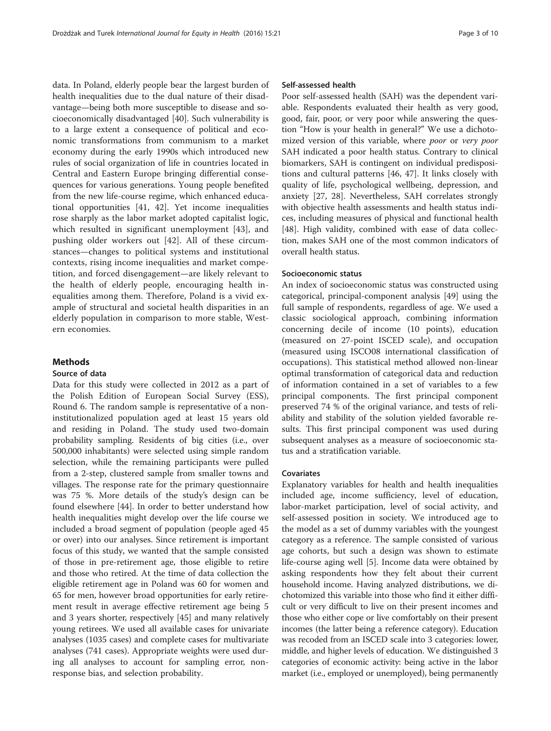data. In Poland, elderly people bear the largest burden of health inequalities due to the dual nature of their disadvantage—being both more susceptible to disease and socioeconomically disadvantaged [40]. Such vulnerability is to a large extent a consequence of political and economic transformations from communism to a market economy during the early 1990s which introduced new rules of social organization of life in countries located in Central and Eastern Europe bringing differential consequences for various generations. Young people benefited from the new life-course regime, which enhanced educational opportunities [41, 42]. Yet income inequalities rose sharply as the labor market adopted capitalist logic, which resulted in significant unemployment [43], and pushing older workers out [42]. All of these circumstances—changes to political systems and institutional contexts, rising income inequalities and market competition, and forced disengagement—are likely relevant to the health of elderly people, encouraging health inequalities among them. Therefore, Poland is a vivid example of structural and societal health disparities in an elderly population in comparison to more stable, Western economies.

## Methods

### Source of data

Data for this study were collected in 2012 as a part of the Polish Edition of European Social Survey (ESS), Round 6. The random sample is representative of a non-institutionalized population aged at least 15 years old and residing in Poland. The study used two-domain probability sampling. Residents of big cities (i.e., over 500,000 inhabitants) were selected using simple random selection, while the remaining participants were pulled from a 2-step, clustered sample from smaller towns and villages. The response rate for the primary questionnaire was 75 %. More details of the study's design can be found elsewhere [44]. In order to better understand how health inequalities might develop over the life course we included a broad segment of population (people aged 45 or over) into our analyses. Since retirement is important focus of this study, we wanted that the sample consisted of those in pre-retirement age, those eligible to retire and those who retired. At the time of data collection the eligible retirement age in Poland was 60 for women and 65 for men, however broad opportunities for early retirement result in average effective retirement age being 5 and 3 years shorter, respectively [45] and many relatively young retirees. We used all available cases for univariate analyses (1035 cases) and complete cases for multivariate analyses (741 cases). Appropriate weights were used during all analyses to account for sampling error, non-response bias, and selection probability.

### Self-assessed health

Poor self-assessed health (SAH) was the dependent variable. Respondents evaluated their health as very good, good, fair, poor, or very poor while answering the question "How is your health in general?" We use a dichotomized version of this variable, where *poor* or *very poor* SAH indicated a poor health status. Contrary to clinical biomarkers, SAH is contingent on individual predispositions and cultural patterns [46, 47]. It links closely with quality of life, psychological wellbeing, depression, and anxiety [27, 28]. Nevertheless, SAH correlates strongly with objective health assessments and health status indices, including measures of physical and functional health [48]. High validity, combined with ease of data collection, makes SAH one of the most common indicators of overall health status.

### Socioeconomic status

An index of socioeconomic status was constructed using categorical, principal-component analysis [49] using the full sample of respondents, regardless of age. We used a classic sociological approach, combining information concerning decile of income (10 points), education (measured on 27-point ISCED scale), and occupation (measured using ISCO08 international classification of occupations). This statistical method allowed non-linear optimal transformation of categorical data and reduction of information contained in a set of variables to a few principal components. The first principal component preserved 74 % of the original variance, and tests of reliability and stability of the solution yielded favorable results. This first principal component was used during subsequent analyses as a measure of socioeconomic status and a stratification variable.

### Covariates

Explanatory variables for health and health inequalities included age, income sufficiency, level of education, labor-market participation, level of social activity, and self-assessed position in society. We introduced age to the model as a set of dummy variables with the youngest category as a reference. The sample consisted of various age cohorts, but such a design was shown to estimate life-course aging well [5]. Income data were obtained by asking respondents how they felt about their current household income. Having analyzed distributions, we dichotomized this variable into those who find it either difficult or very difficult to live on their present incomes and those who either cope or live comfortably on their present incomes (the latter being a reference category). Education was recoded from an ISCED scale into 3 categories: lower, middle, and higher levels of education. We distinguished 3 categories of economic activity: being active in the labor market (i.e., employed or unemployed), being permanently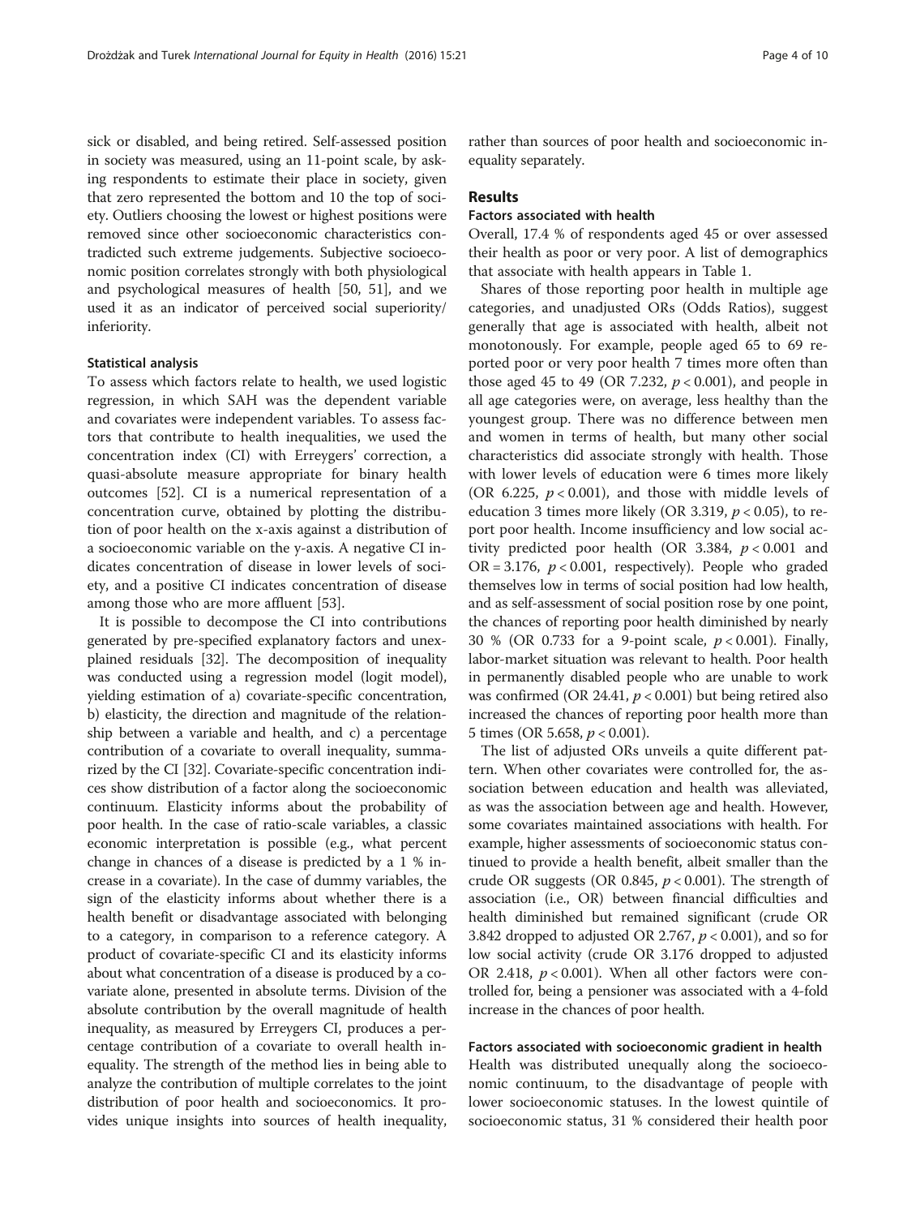sick or disabled, and being retired. Self-assessed position in society was measured, using an 11-point scale, by asking respondents to estimate their place in society, given that zero represented the bottom and 10 the top of society. Outliers choosing the lowest or highest positions were removed since other socioeconomic characteristics contradicted such extreme judgements. Subjective socioeconomic position correlates strongly with both physiological and psychological measures of health [50, 51], and we used it as an indicator of perceived social superiority/inferiority.

### Statistical analysis

To assess which factors relate to health, we used logistic regression, in which SAH was the dependent variable and covariates were independent variables. To assess factors that contribute to health inequalities, we used the concentration index (CI) with Erreygers' correction, a quasi-absolute measure appropriate for binary health outcomes [52]. CI is a numerical representation of a concentration curve, obtained by plotting the distribution of poor health on the x-axis against a distribution of a socioeconomic variable on the y-axis. A negative CI indicates concentration of disease in lower levels of society, and a positive CI indicates concentration of disease among those who are more affluent [53].

It is possible to decompose the CI into contributions generated by pre-specified explanatory factors and unexplained residuals [32]. The decomposition of inequality was conducted using a regression model (logit model), yielding estimation of a) covariate-specific concentration, b) elasticity, the direction and magnitude of the relationship between a variable and health, and c) a percentage contribution of a covariate to overall inequality, summarized by the CI [32]. Covariate-specific concentration indices show distribution of a factor along the socioeconomic continuum. Elasticity informs about the probability of poor health. In the case of ratio-scale variables, a classic economic interpretation is possible (e.g., what percent change in chances of a disease is predicted by a 1 % increase in a covariate). In the case of dummy variables, the sign of the elasticity informs about whether there is a health benefit or disadvantage associated with belonging to a category, in comparison to a reference category. A product of covariate-specific CI and its elasticity informs about what concentration of a disease is produced by a covariate alone, presented in absolute terms. Division of the absolute contribution by the overall magnitude of health inequality, as measured by Erreygers CI, produces a percentage contribution of a covariate to overall health inequality. The strength of the method lies in being able to analyze the contribution of multiple correlates to the joint distribution of poor health and socioeconomics. It provides unique insights into sources of health inequality, rather than sources of poor health and socioeconomic inequality separately.

## Results

### Factors associated with health

Overall, 17.4 % of respondents aged 45 or over assessed their health as poor or very poor. A list of demographics that associate with health appears in Table 1.

Shares of those reporting poor health in multiple age categories, and unadjusted ORs (Odds Ratios), suggest generally that age is associated with health, albeit not monotonously. For example, people aged 65 to 69 reported poor or very poor health 7 times more often than those aged 45 to 49 (OR 7.232, $p < 0.001$), and people in all age categories were, on average, less healthy than the youngest group. There was no difference between men and women in terms of health, but many other social characteristics did associate strongly with health. Those with lower levels of education were 6 times more likely (OR 6.225, $p < 0.001$), and those with middle levels of education 3 times more likely (OR 3.319, $p < 0.05$), to report poor health. Income insufficiency and low social activity predicted poor health (OR 3.384, $p < 0.001$ and OR = 3.176, $p < 0.001$, respectively). People who graded themselves low in terms of social position had low health, and as self-assessment of social position rose by one point, the chances of reporting poor health diminished by nearly 30 % (OR 0.733 for a 9-point scale, $p < 0.001$). Finally, labor-market situation was relevant to health. Poor health in permanently disabled people who are unable to work was confirmed (OR 24.41, $p < 0.001$) but being retired also increased the chances of reporting poor health more than 5 times (OR 5.658, $p < 0.001$).

The list of adjusted ORs unveils a quite different pattern. When other covariates were controlled for, the association between education and health was alleviated, as was the association between age and health. However, some covariates maintained associations with health. For example, higher assessments of socioeconomic status continued to provide a health benefit, albeit smaller than the crude OR suggests (OR 0.845, $p < 0.001$). The strength of association (i.e., OR) between financial difficulties and health diminished but remained significant (crude OR 3.842 dropped to adjusted OR 2.767, $p < 0.001$), and so for low social activity (crude OR 3.176 dropped to adjusted OR 2.418, $p < 0.001$). When all other factors were controlled for, being a pensioner was associated with a 4-fold increase in the chances of poor health.

### Factors associated with socioeconomic gradient in health

Health was distributed unequally along the socioeconomic continuum, to the disadvantage of people with lower socioeconomic statuses. In the lowest quintile of socioeconomic status, 31 % considered their health poor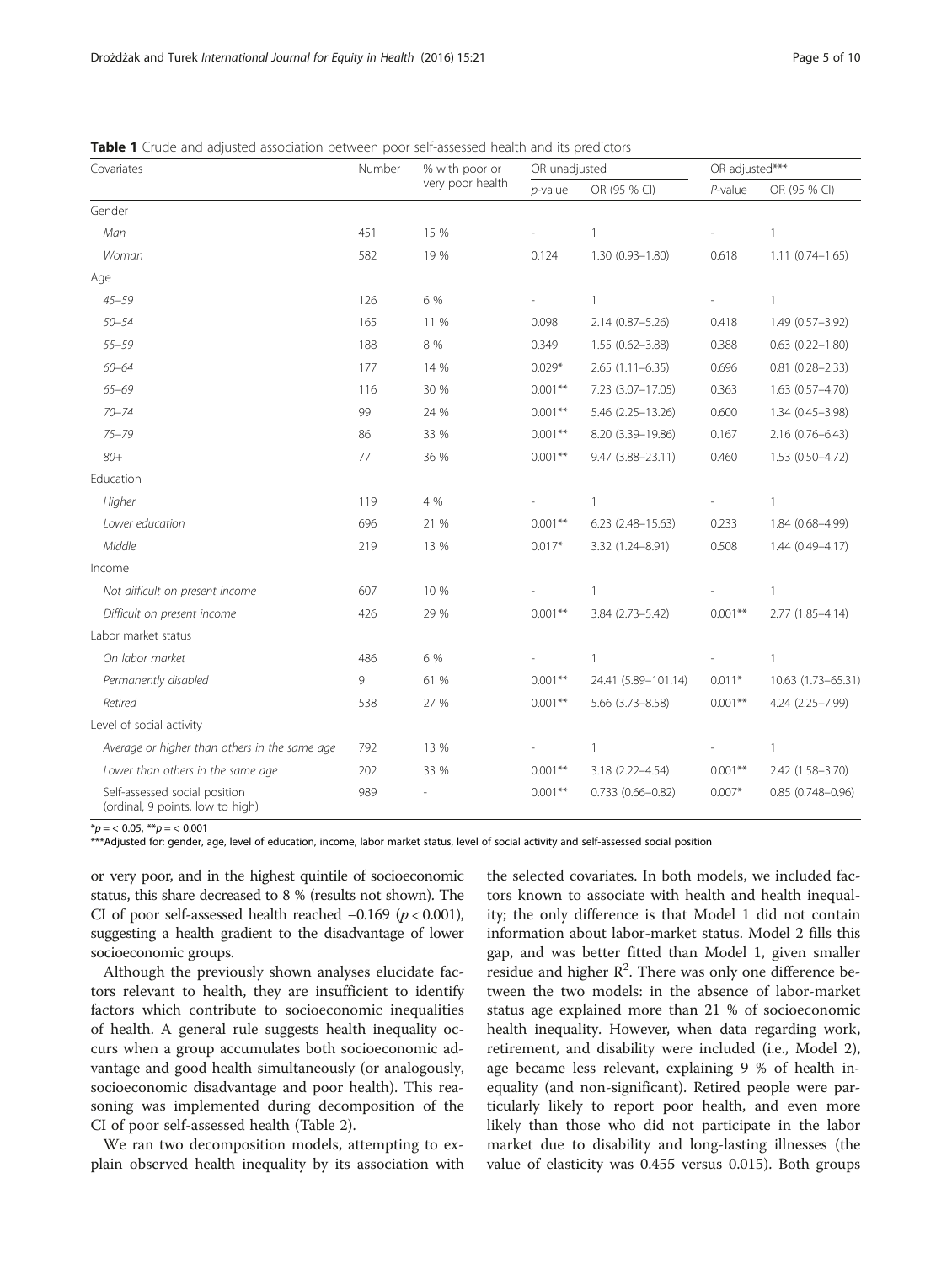**Table 1** Crude and adjusted association between poor self-assessed health and its predictors

| Covariates | Number | % with poor or very poor health | OR unadjusted | | OR adjusted*** | |
|---|---|---|---|---|---|---|
| | | | *p*-value | OR (95 % CI) | *P*-value | OR (95 % CI) |
| Gender | | | | | | |
| *Man* | 451 | 15 % | - | 1 | - | 1 |
| *Woman* | 582 | 19 % | 0.124 | 1.30 (0.93–1.80) | 0.618 | 1.11 (0.74–1.65) |
| Age | | | | | | |
| *45–59* | 126 | 6 % | - | 1 | - | 1 |
| *50–54* | 165 | 11 % | 0.098 | 2.14 (0.87–5.26) | 0.418 | 1.49 (0.57–3.92) |
| *55–59* | 188 | 8 % | 0.349 | 1.55 (0.62–3.88) | 0.388 | 0.63 (0.22–1.80) |
| *60–64* | 177 | 14 % | 0.029* | 2.65 (1.11–6.35) | 0.696 | 0.81 (0.28–2.33) |
| *65–69* | 116 | 30 % | 0.001** | 7.23 (3.07–17.05) | 0.363 | 1.63 (0.57–4.70) |
| *70–74* | 99 | 24 % | 0.001** | 5.46 (2.25–13.26) | 0.600 | 1.34 (0.45–3.98) |
| *75–79* | 86 | 33 % | 0.001** | 8.20 (3.39–19.86) | 0.167 | 2.16 (0.76–6.43) |
| *80+* | 77 | 36 % | 0.001** | 9.47 (3.88–23.11) | 0.460 | 1.53 (0.50–4.72) |
| Education | | | | | | |
| *Higher* | 119 | 4 % | - | 1 | - | 1 |
| *Lower education* | 696 | 21 % | 0.001** | 6.23 (2.48–15.63) | 0.233 | 1.84 (0.68–4.99) |
| *Middle* | 219 | 13 % | 0.017* | 3.32 (1.24–8.91) | 0.508 | 1.44 (0.49–4.17) |
| Income | | | | | | |
| *Not difficult on present income* | 607 | 10 % | - | 1 | - | 1 |
| *Difficult on present income* | 426 | 29 % | 0.001** | 3.84 (2.73–5.42) | 0.001** | 2.77 (1.85–4.14) |
| Labor market status | | | | | | |
| *On labor market* | 486 | 6 % | - | 1 | - | 1 |
| *Permanently disabled* | 9 | 61 % | 0.001** | 24.41 (5.89–101.14) | 0.011* | 10.63 (1.73–65.31) |
| *Retired* | 538 | 27 % | 0.001** | 5.66 (3.73–8.58) | 0.001** | 4.24 (2.25–7.99) |
| Level of social activity | | | | | | |
| *Average or higher than others in the same age* | 792 | 13 % | - | 1 | - | 1 |
| *Lower than others in the same age* | 202 | 33 % | 0.001** | 3.18 (2.22–4.54) | 0.001** | 2.42 (1.58–3.70) |
| Self-assessed social position (ordinal, 9 points, low to high) | 989 | - | 0.001** | 0.733 (0.66–0.82) | 0.007* | 0.85 (0.748–0.96) |

*$p = < 0.05$, **$p = < 0.001$

***Adjusted for: gender, age, level of education, income, labor market status, level of social activity and self-assessed social position

or very poor, and in the highest quintile of socioeconomic status, this share decreased to 8 % (results not shown). The CI of poor self-assessed health reached −0.169 ($p < 0.001$), suggesting a health gradient to the disadvantage of lower socioeconomic groups.

Although the previously shown analyses elucidate factors relevant to health, they are insufficient to identify factors which contribute to socioeconomic inequalities of health. A general rule suggests health inequality occurs when a group accumulates both socioeconomic advantage and good health simultaneously (or analogously, socioeconomic disadvantage and poor health). This reasoning was implemented during decomposition of the CI of poor self-assessed health (Table 2).

We ran two decomposition models, attempting to explain observed health inequality by its association with the selected covariates. In both models, we included factors known to associate with health and health inequality; the only difference is that Model 1 did not contain information about labor-market status. Model 2 fills this gap, and was better fitted than Model 1, given smaller residue and higher $R^2$. There was only one difference between the two models: in the absence of labor-market status age explained more than 21 % of socioeconomic health inequality. However, when data regarding work, retirement, and disability were included (i.e., Model 2), age became less relevant, explaining 9 % of health inequality (and non-significant). Retired people were particularly likely to report poor health, and even more likely than those who did not participate in the labor market due to disability and long-lasting illnesses (the value of elasticity was 0.455 versus 0.015). Both groups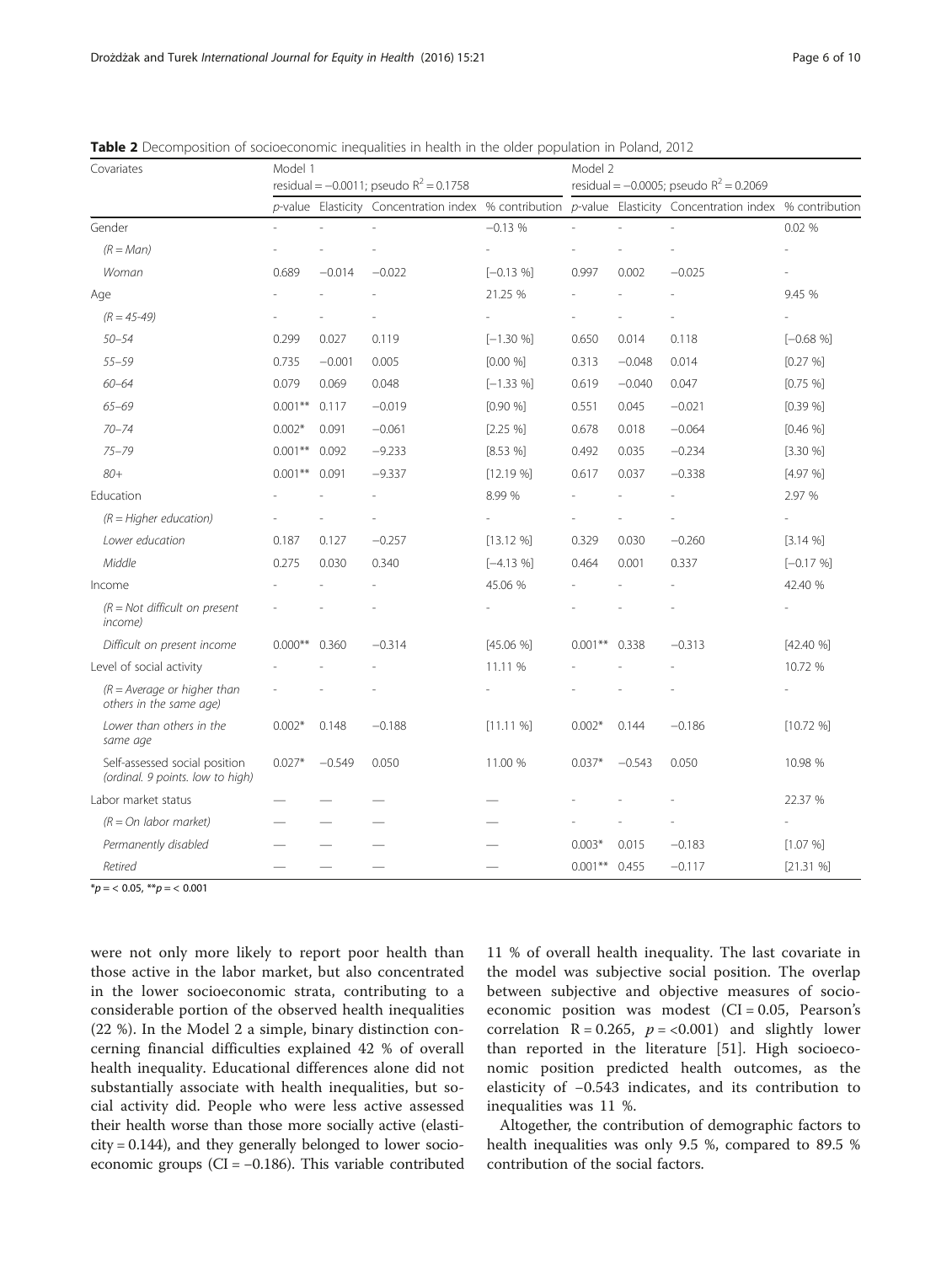**Table 2** Decomposition of socioeconomic inequalities in health in the older population in Poland, 2012

| Covariates | Model 1 residual = −0.0011; pseudo $R^2$ = 0.1758 | | | | Model 2 residual = −0.0005; pseudo $R^2$ = 0.2069 | | | |
|---|---|---|---|---|---|---|---|---|
| | *p*-value | Elasticity | Concentration index | % contribution | *p*-value | Elasticity | Concentration index | % contribution |
| Gender | - | - | - | −0.13 % | - | - | - | 0.02 % |
| *(R = Man)* | - | - | - | - | - | - | - | - |
| *Woman* | 0.689 | −0.014 | −0.022 | [−0.13 %] | 0.997 | 0.002 | −0.025 | - |
| Age | - | - | - | 21.25 % | - | - | - | 9.45 % |
| *(R = 45-49)* | - | - | - | - | - | - | - | - |
| *50–54* | 0.299 | 0.027 | 0.119 | [−1.30 %] | 0.650 | 0.014 | 0.118 | [−0.68 %] |
| *55–59* | 0.735 | −0.001 | 0.005 | [0.00 %] | 0.313 | −0.048 | 0.014 | [0.27 %] |
| *60–64* | 0.079 | 0.069 | 0.048 | [−1.33 %] | 0.619 | −0.040 | 0.047 | [0.75 %] |
| *65–69* | 0.001** | 0.117 | −0.019 | [0.90 %] | 0.551 | 0.045 | −0.021 | [0.39 %] |
| *70–74* | 0.002* | 0.091 | −0.061 | [2.25 %] | 0.678 | 0.018 | −0.064 | [0.46 %] |
| *75–79* | 0.001** | 0.092 | −9.233 | [8.53 %] | 0.492 | 0.035 | −0.234 | [3.30 %] |
| *80+* | 0.001** | 0.091 | −9.337 | [12.19 %] | 0.617 | 0.037 | −0.338 | [4.97 %] |
| Education | - | - | - | 8.99 % | - | - | - | 2.97 % |
| *(R = Higher education)* | - | - | - | - | - | - | - | - |
| *Lower education* | 0.187 | 0.127 | −0.257 | [13.12 %] | 0.329 | 0.030 | −0.260 | [3.14 %] |
| *Middle* | 0.275 | 0.030 | 0.340 | [−4.13 %] | 0.464 | 0.001 | 0.337 | [−0.17 %] |
| Income | - | - | - | 45.06 % | - | - | - | 42.40 % |
| *(R = Not difficult on present income)* | - | - | - | - | - | - | - | - |
| *Difficult on present income* | 0.000** | 0.360 | −0.314 | [45.06 %] | 0.001** | 0.338 | −0.313 | [42.40 %] |
| Level of social activity | - | - | - | 11.11 % | - | - | - | 10.72 % |
| *(R = Average or higher than others in the same age)* | - | - | - | - | - | - | - | - |
| *Lower than others in the same age* | 0.002* | 0.148 | −0.188 | [11.11 %] | 0.002* | 0.144 | −0.186 | [10.72 %] |
| Self-assessed social position (ordinal. 9 points. low to high) | 0.027* | −0.549 | 0.050 | 11.00 % | 0.037* | −0.543 | 0.050 | 10.98 % |
| Labor market status | — | — | — | — | - | - | - | 22.37 % |
| *(R = On labor market)* | — | — | — | — | - | - | - | - |
| *Permanently disabled* | — | — | — | — | 0.003* | 0.015 | −0.183 | [1.07 %] |
| *Retired* | — | — | — | — | 0.001** | 0.455 | −0.117 | [21.31 %] |

*$p$ = < 0.05, **$p$ = < 0.001

were not only more likely to report poor health than those active in the labor market, but also concentrated in the lower socioeconomic strata, contributing to a considerable portion of the observed health inequalities (22 %). In the Model 2 a simple, binary distinction concerning financial difficulties explained 42 % of overall health inequality. Educational differences alone did not substantially associate with health inequalities, but social activity did. People who were less active assessed their health worse than those more socially active (elasticity = 0.144), and they generally belonged to lower socioeconomic groups (CI = −0.186). This variable contributed 11 % of overall health inequality. The last covariate in the model was subjective social position. The overlap between subjective and objective measures of socioeconomic position was modest (CI = 0.05, Pearson's correlation R = 0.265, $p$ = <0.001) and slightly lower than reported in the literature [51]. High socioeconomic position predicted health outcomes, as the elasticity of −0.543 indicates, and its contribution to inequalities was 11 %.

Altogether, the contribution of demographic factors to health inequalities was only 9.5 %, compared to 89.5 % contribution of the social factors.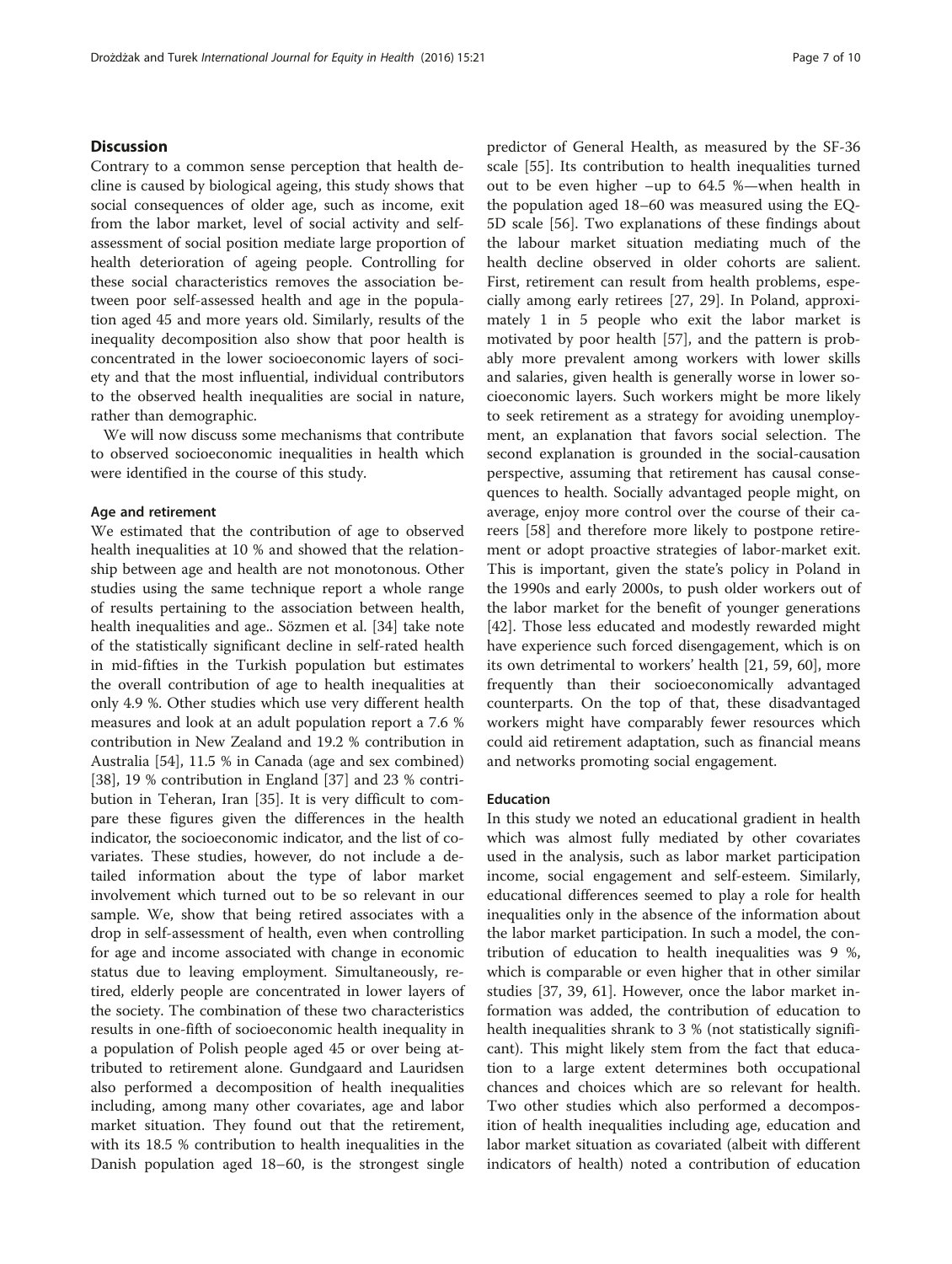## Discussion

Contrary to a common sense perception that health decline is caused by biological ageing, this study shows that social consequences of older age, such as income, exit from the labor market, level of social activity and self-assessment of social position mediate large proportion of health deterioration of ageing people. Controlling for these social characteristics removes the association between poor self-assessed health and age in the population aged 45 and more years old. Similarly, results of the inequality decomposition also show that poor health is concentrated in the lower socioeconomic layers of society and that the most influential, individual contributors to the observed health inequalities are social in nature, rather than demographic.

We will now discuss some mechanisms that contribute to observed socioeconomic inequalities in health which were identified in the course of this study.

### Age and retirement

We estimated that the contribution of age to observed health inequalities at 10 % and showed that the relationship between age and health are not monotonous. Other studies using the same technique report a whole range of results pertaining to the association between health, health inequalities and age.. Sözmen et al. [34] take note of the statistically significant decline in self-rated health in mid-fifties in the Turkish population but estimates the overall contribution of age to health inequalities at only 4.9 %. Other studies which use very different health measures and look at an adult population report a 7.6 % contribution in New Zealand and 19.2 % contribution in Australia [54], 11.5 % in Canada (age and sex combined) [38], 19 % contribution in England [37] and 23 % contribution in Teheran, Iran [35]. It is very difficult to compare these figures given the differences in the health indicator, the socioeconomic indicator, and the list of covariates. These studies, however, do not include a detailed information about the type of labor market involvement which turned out to be so relevant in our sample. We, show that being retired associates with a drop in self-assessment of health, even when controlling for age and income associated with change in economic status due to leaving employment. Simultaneously, retired, elderly people are concentrated in lower layers of the society. The combination of these two characteristics results in one-fifth of socioeconomic health inequality in a population of Polish people aged 45 or over being attributed to retirement alone. Gundgaard and Lauridsen also performed a decomposition of health inequalities including, among many other covariates, age and labor market situation. They found out that the retirement, with its 18.5 % contribution to health inequalities in the Danish population aged 18–60, is the strongest single predictor of General Health, as measured by the SF-36 scale [55]. Its contribution to health inequalities turned out to be even higher –up to 64.5 %—when health in the population aged 18–60 was measured using the EQ-5D scale [56]. Two explanations of these findings about the labour market situation mediating much of the health decline observed in older cohorts are salient. First, retirement can result from health problems, especially among early retirees [27, 29]. In Poland, approximately 1 in 5 people who exit the labor market is motivated by poor health [57], and the pattern is probably more prevalent among workers with lower skills and salaries, given health is generally worse in lower socioeconomic layers. Such workers might be more likely to seek retirement as a strategy for avoiding unemployment, an explanation that favors social selection. The second explanation is grounded in the social-causation perspective, assuming that retirement has causal consequences to health. Socially advantaged people might, on average, enjoy more control over the course of their careers [58] and therefore more likely to postpone retirement or adopt proactive strategies of labor-market exit. This is important, given the state's policy in Poland in the 1990s and early 2000s, to push older workers out of the labor market for the benefit of younger generations [42]. Those less educated and modestly rewarded might have experience such forced disengagement, which is on its own detrimental to workers' health [21, 59, 60], more frequently than their socioeconomically advantaged counterparts. On the top of that, these disadvantaged workers might have comparably fewer resources which could aid retirement adaptation, such as financial means and networks promoting social engagement.

### Education

In this study we noted an educational gradient in health which was almost fully mediated by other covariates used in the analysis, such as labor market participation income, social engagement and self-esteem. Similarly, educational differences seemed to play a role for health inequalities only in the absence of the information about the labor market participation. In such a model, the contribution of education to health inequalities was 9 %, which is comparable or even higher that in other similar studies [37, 39, 61]. However, once the labor market information was added, the contribution of education to health inequalities shrank to 3 % (not statistically significant). This might likely stem from the fact that education to a large extent determines both occupational chances and choices which are so relevant for health. Two other studies which also performed a decomposition of health inequalities including age, education and labor market situation as covariated (albeit with different indicators of health) noted a contribution of education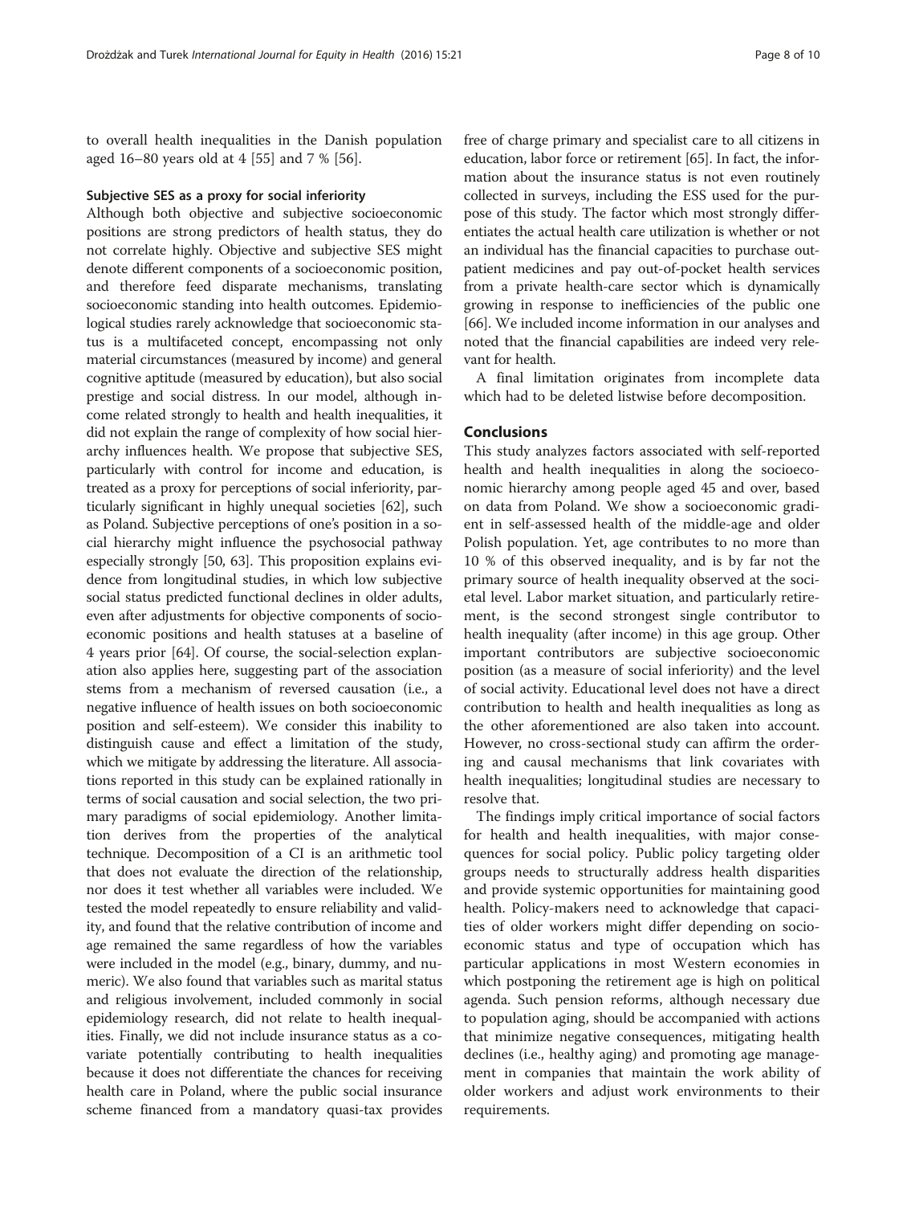to overall health inequalities in the Danish population aged 16–80 years old at 4 [55] and 7 % [56].

### Subjective SES as a proxy for social inferiority

Although both objective and subjective socioeconomic positions are strong predictors of health status, they do not correlate highly. Objective and subjective SES might denote different components of a socioeconomic position, and therefore feed disparate mechanisms, translating socioeconomic standing into health outcomes. Epidemiological studies rarely acknowledge that socioeconomic status is a multifaceted concept, encompassing not only material circumstances (measured by income) and general cognitive aptitude (measured by education), but also social prestige and social distress. In our model, although income related strongly to health and health inequalities, it did not explain the range of complexity of how social hierarchy influences health. We propose that subjective SES, particularly with control for income and education, is treated as a proxy for perceptions of social inferiority, particularly significant in highly unequal societies [62], such as Poland. Subjective perceptions of one's position in a social hierarchy might influence the psychosocial pathway especially strongly [50, 63]. This proposition explains evidence from longitudinal studies, in which low subjective social status predicted functional declines in older adults, even after adjustments for objective components of socioeconomic positions and health statuses at a baseline of 4 years prior [64]. Of course, the social-selection explanation also applies here, suggesting part of the association stems from a mechanism of reversed causation (i.e., a negative influence of health issues on both socioeconomic position and self-esteem). We consider this inability to distinguish cause and effect a limitation of the study, which we mitigate by addressing the literature. All associations reported in this study can be explained rationally in terms of social causation and social selection, the two primary paradigms of social epidemiology. Another limitation derives from the properties of the analytical technique. Decomposition of a CI is an arithmetic tool that does not evaluate the direction of the relationship, nor does it test whether all variables were included. We tested the model repeatedly to ensure reliability and validity, and found that the relative contribution of income and age remained the same regardless of how the variables were included in the model (e.g., binary, dummy, and numeric). We also found that variables such as marital status and religious involvement, included commonly in social epidemiology research, did not relate to health inequalities. Finally, we did not include insurance status as a covariate potentially contributing to health inequalities because it does not differentiate the chances for receiving health care in Poland, where the public social insurance scheme financed from a mandatory quasi-tax provides free of charge primary and specialist care to all citizens in education, labor force or retirement [65]. In fact, the information about the insurance status is not even routinely collected in surveys, including the ESS used for the purpose of this study. The factor which most strongly differentiates the actual health care utilization is whether or not an individual has the financial capacities to purchase outpatient medicines and pay out-of-pocket health services from a private health-care sector which is dynamically growing in response to inefficiencies of the public one [66]. We included income information in our analyses and noted that the financial capabilities are indeed very relevant for health.

A final limitation originates from incomplete data which had to be deleted listwise before decomposition.

## Conclusions

This study analyzes factors associated with self-reported health and health inequalities in along the socioeconomic hierarchy among people aged 45 and over, based on data from Poland. We show a socioeconomic gradient in self-assessed health of the middle-age and older Polish population. Yet, age contributes to no more than 10 % of this observed inequality, and is by far not the primary source of health inequality observed at the societal level. Labor market situation, and particularly retirement, is the second strongest single contributor to health inequality (after income) in this age group. Other important contributors are subjective socioeconomic position (as a measure of social inferiority) and the level of social activity. Educational level does not have a direct contribution to health and health inequalities as long as the other aforementioned are also taken into account. However, no cross-sectional study can affirm the ordering and causal mechanisms that link covariates with health inequalities; longitudinal studies are necessary to resolve that.

The findings imply critical importance of social factors for health and health inequalities, with major consequences for social policy. Public policy targeting older groups needs to structurally address health disparities and provide systemic opportunities for maintaining good health. Policy-makers need to acknowledge that capacities of older workers might differ depending on socioeconomic status and type of occupation which has particular applications in most Western economies in which postponing the retirement age is high on political agenda. Such pension reforms, although necessary due to population aging, should be accompanied with actions that minimize negative consequences, mitigating health declines (i.e., healthy aging) and promoting age management in companies that maintain the work ability of older workers and adjust work environments to their requirements.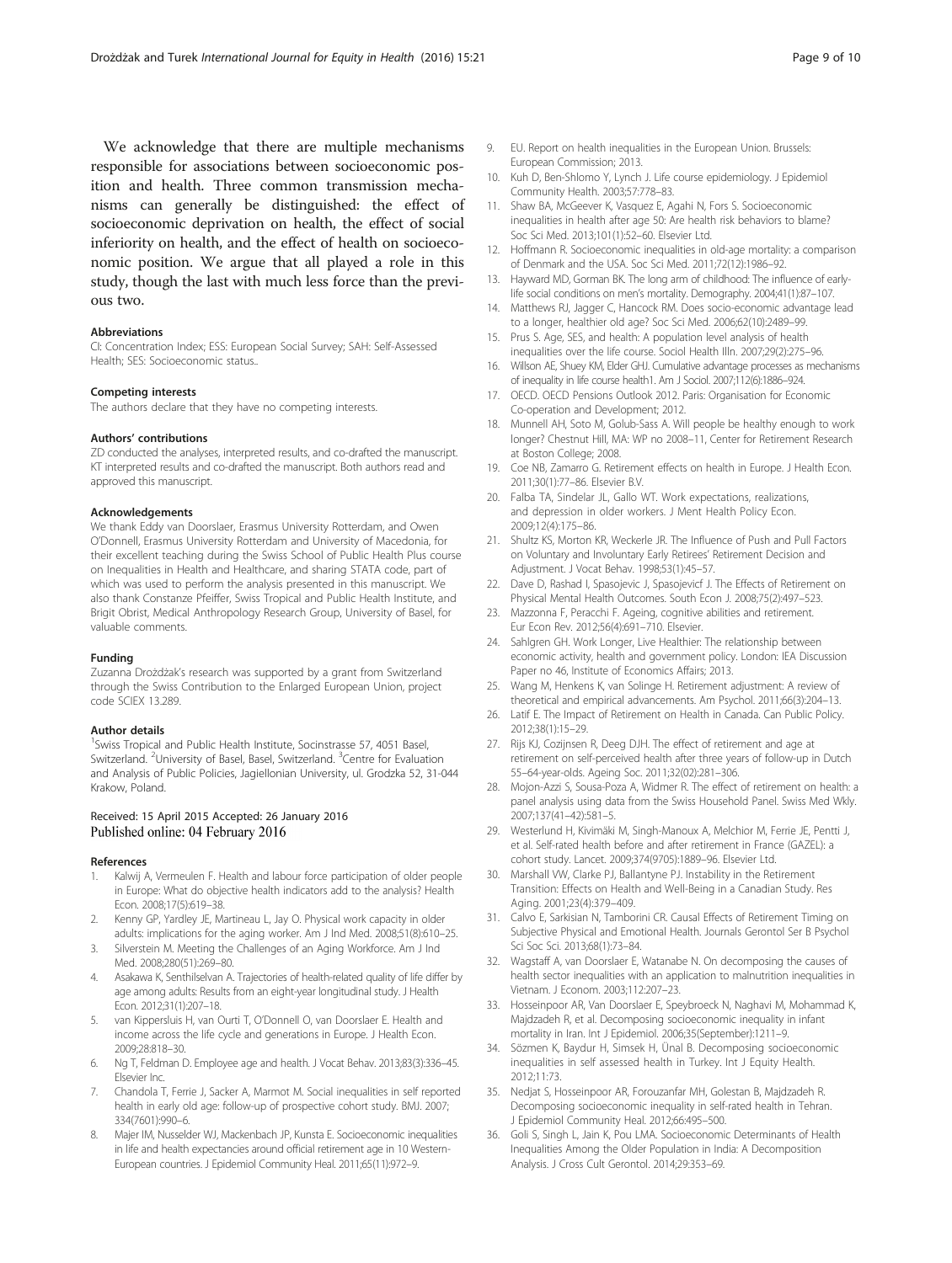We acknowledge that there are multiple mechanisms responsible for associations between socioeconomic position and health. Three common transmission mechanisms can generally be distinguished: the effect of socioeconomic deprivation on health, the effect of social inferiority on health, and the effect of health on socioeconomic position. We argue that all played a role in this study, though the last with much less force than the previous two.

#### Abbreviations

CI: Concentration Index; ESS: European Social Survey; SAH: Self-Assessed Health; SES: Socioeconomic status..

#### Competing interests

The authors declare that they have no competing interests.

#### Authors' contributions

ZD conducted the analyses, interpreted results, and co-drafted the manuscript. KT interpreted results and co-drafted the manuscript. Both authors read and approved this manuscript.

#### Acknowledgements

We thank Eddy van Doorslaer, Erasmus University Rotterdam, and Owen O'Donnell, Erasmus University Rotterdam and University of Macedonia, for their excellent teaching during the Swiss School of Public Health Plus course on Inequalities in Health and Healthcare, and sharing STATA code, part of which was used to perform the analysis presented in this manuscript. We also thank Constanze Pfeiffer, Swiss Tropical and Public Health Institute, and Brigit Obrist, Medical Anthropology Research Group, University of Basel, for valuable comments.

#### Funding

Zuzanna Drożdżak's research was supported by a grant from Switzerland through the Swiss Contribution to the Enlarged European Union, project code SCIEX 13.289.

#### Author details

[1]Swiss Tropical and Public Health Institute, Socinstrasse 57, 4051 Basel, Switzerland. [2]University of Basel, Basel, Switzerland. [3]Centre for Evaluation and Analysis of Public Policies, Jagiellonian University, ul. Grodzka 52, 31-044 Krakow, Poland.

Received: 15 April 2015 Accepted: 26 January 2016
Published online: 04 February 2016

#### References

1. Kalwij A, Vermeulen F. Health and labour force participation of older people in Europe: What do objective health indicators add to the analysis? Health Econ. 2008;17(5):619–38.
2. Kenny GP, Yardley JE, Martineau L, Jay O. Physical work capacity in older adults: implications for the aging worker. Am J Ind Med. 2008;51(8):610–25.
3. Silverstein M. Meeting the Challenges of an Aging Workforce. Am J Ind Med. 2008;280(51):269–80.
4. Asakawa K, Senthilselvan A. Trajectories of health-related quality of life differ by age among adults: Results from an eight-year longitudinal study. J Health Econ. 2012;31(1):207–18.
5. van Kippersluis H, van Ourti T, O'Donnell O, van Doorslaer E. Health and income across the life cycle and generations in Europe. J Health Econ. 2009;28:818–30.
6. Ng T, Feldman D. Employee age and health. J Vocat Behav. 2013;83(3):336–45. Elsevier Inc.
7. Chandola T, Ferrie J, Sacker A, Marmot M. Social inequalities in self reported health in early old age: follow-up of prospective cohort study. BMJ. 2007; 334(7601):990–6.
8. Majer IM, Nusselder WJ, Mackenbach JP, Kunsta E. Socioeconomic inequalities in life and health expectancies around official retirement age in 10 Western-European countries. J Epidemiol Community Heal. 2011;65(11):972–9.
9. EU. Report on health inequalities in the European Union. Brussels: European Commission; 2013.
10. Kuh D, Ben-Shlomo Y, Lynch J. Life course epidemiology. J Epidemiol Community Health. 2003;57:778–83.
11. Shaw BA, McGeever K, Vasquez E, Agahi N, Fors S. Socioeconomic inequalities in health after age 50: Are health risk behaviors to blame? Soc Sci Med. 2013;101(1):52–60. Elsevier Ltd.
12. Hoffmann R. Socioeconomic inequalities in old-age mortality: a comparison of Denmark and the USA. Soc Sci Med. 2011;72(12):1986–92.
13. Hayward MD, Gorman BK. The long arm of childhood: The influence of early-life social conditions on men's mortality. Demography. 2004;41(1):87–107.
14. Matthews RJ, Jagger C, Hancock RM. Does socio-economic advantage lead to a longer, healthier old age? Soc Sci Med. 2006;62(10):2489–99.
15. Prus S. Age, SES, and health: A population level analysis of health inequalities over the life course. Sociol Health Illn. 2007;29(2):275–96.
16. Willson AE, Shuey KM, Elder GHJ. Cumulative advantage processes as mechanisms of inequality in life course health1. Am J Sociol. 2007;112(6):1886–924.
17. OECD. OECD Pensions Outlook 2012. Paris: Organisation for Economic Co-operation and Development; 2012.
18. Munnell AH, Soto M, Golub-Sass A. Will people be healthy enough to work longer? Chestnut Hill, MA: WP no 2008–11, Center for Retirement Research at Boston College; 2008.
19. Coe NB, Zamarro G. Retirement effects on health in Europe. J Health Econ. 2011;30(1):77–86. Elsevier B.V.
20. Falba TA, Sindelar JL, Gallo WT. Work expectations, realizations, and depression in older workers. J Ment Health Policy Econ. 2009;12(4):175–86.
21. Shultz KS, Morton KR, Weckerle JR. The Influence of Push and Pull Factors on Voluntary and Involuntary Early Retirees' Retirement Decision and Adjustment. J Vocat Behav. 1998;53(1):45–57.
22. Dave D, Rashad I, Spasojevic J, Spasojevicf J. The Effects of Retirement on Physical Mental Health Outcomes. South Econ J. 2008;75(2):497–523.
23. Mazzonna F, Peracchi F. Ageing, cognitive abilities and retirement. Eur Econ Rev. 2012;56(4):691–710. Elsevier.
24. Sahlgren GH. Work Longer, Live Healthier: The relationship between economic activity, health and government policy. London: IEA Discussion Paper no 46, Institute of Economics Affairs; 2013.
25. Wang M, Henkens K, van Solinge H. Retirement adjustment: A review of theoretical and empirical advancements. Am Psychol. 2011;66(3):204–13.
26. Latif E. The Impact of Retirement on Health in Canada. Can Public Policy. 2012;38(1):15–29.
27. Rijs KJ, Cozijnsen R, Deeg DJH. The effect of retirement and age at retirement on self-perceived health after three years of follow-up in Dutch 55–64-year-olds. Ageing Soc. 2011;32(02):281–306.
28. Mojon-Azzi S, Sousa-Poza A, Widmer R. The effect of retirement on health: a panel analysis using data from the Swiss Household Panel. Swiss Med Wkly. 2007;137(41–42):581–5.
29. Westerlund H, Kivimäki M, Singh-Manoux A, Melchior M, Ferrie JE, Pentti J, et al. Self-rated health before and after retirement in France (GAZEL): a cohort study. Lancet. 2009;374(9705):1889–96. Elsevier Ltd.
30. Marshall VW, Clarke PJ, Ballantyne PJ. Instability in the Retirement Transition: Effects on Health and Well-Being in a Canadian Study. Res Aging. 2001;23(4):379–409.
31. Calvo E, Sarkisian N, Tamborini CR. Causal Effects of Retirement Timing on Subjective Physical and Emotional Health. Journals Gerontol Ser B Psychol Sci Soc Sci. 2013;68(1):73–84.
32. Wagstaff A, van Doorslaer E, Watanabe N. On decomposing the causes of health sector inequalities with an application to malnutrition inequalities in Vietnam. J Econom. 2003;112:207–23.
33. Hosseinpoor AR, Van Doorslaer E, Speybroeck N, Naghavi M, Mohammad K, Majdzadeh R, et al. Decomposing socioeconomic inequality in infant mortality in Iran. Int J Epidemiol. 2006;35(September):1211–9.
34. Sözmen K, Baydur H, Simsek H, Ünal B. Decomposing socioeconomic inequalities in self assessed health in Turkey. Int J Equity Health. 2012;11:73.
35. Nedjat S, Hosseinpoor AR, Forouzanfar MH, Golestan B, Majdzadeh R. Decomposing socioeconomic inequality in self-rated health in Tehran. J Epidemiol Community Heal. 2012;66:495–500.
36. Goli S, Singh L, Jain K, Pou LMA. Socioeconomic Determinants of Health Inequalities Among the Older Population in India: A Decomposition Analysis. J Cross Cult Gerontol. 2014;29:353–69.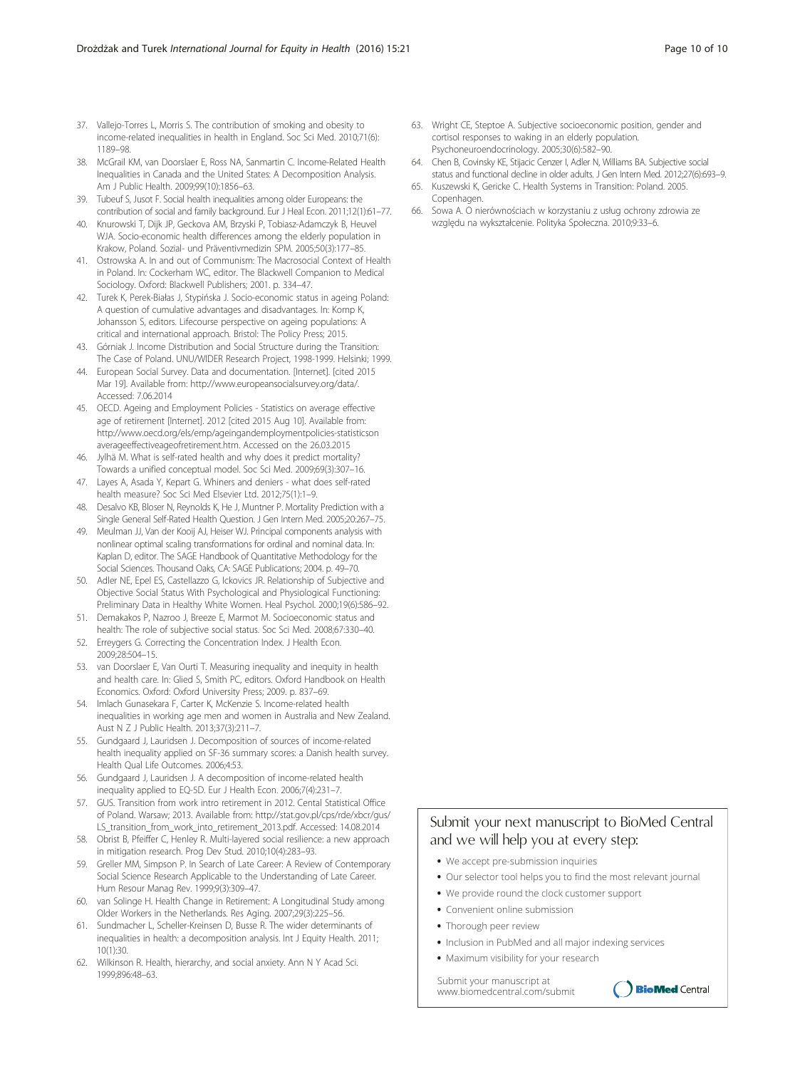37. Vallejo-Torres L, Morris S. The contribution of smoking and obesity to income-related inequalities in health in England. Soc Sci Med. 2010;71(6): 1189–98.
38. McGrail KM, van Doorslaer E, Ross NA, Sanmartin C. Income-Related Health Inequalities in Canada and the United States: A Decomposition Analysis. Am J Public Health. 2009;99(10):1856–63.
39. Tubeuf S, Jusot F. Social health inequalities among older Europeans: the contribution of social and family background. Eur J Heal Econ. 2011;12(1):61–77.
40. Knurowski T, Dijk JP, Geckova AM, Brzyski P, Tobiasz-Adamczyk B, Heuvel WJA. Socio-economic health differences among the elderly population in Krakow, Poland. Sozial- und Präventivmedizin SPM. 2005;50(3):177–85.
41. Ostrowska A. In and out of Communism: The Macrosocial Context of Health in Poland. In: Cockerham WC, editor. The Blackwell Companion to Medical Sociology. Oxford: Blackwell Publishers; 2001. p. 334–47.
42. Turek K, Perek-Białas J, Stypińska J. Socio-economic status in ageing Poland: A question of cumulative advantages and disadvantages. In: Komp K, Johansson S, editors. Lifecourse perspective on ageing populations: A critical and international approach. Bristol: The Policy Press; 2015.
43. Górniak J. Income Distribution and Social Structure during the Transition: The Case of Poland. UNU/WIDER Research Project, 1998-1999. Helsinki; 1999.
44. European Social Survey. Data and documentation. [Internet]. [cited 2015 Mar 19]. Available from: http://www.europeansocialsurvey.org/data/. Accessed: 7.06.2014
45. OECD. Ageing and Employment Policies - Statistics on average effective age of retirement [Internet]. 2012 [cited 2015 Aug 10]. Available from: http://www.oecd.org/els/emp/ageingandemploymentpolicies-statisticsonaverageeffectiveageofretirement.htm. Accessed on the 26.03.2015
46. Jylhä M. What is self-rated health and why does it predict mortality? Towards a unified conceptual model. Soc Sci Med. 2009;69(3):307–16.
47. Layes A, Asada Y, Kepart G. Whiners and deniers - what does self-rated health measure? Soc Sci Med Elsevier Ltd. 2012;75(1):1–9.
48. Desalvo KB, Bloser N, Reynolds K, He J, Muntner P. Mortality Prediction with a Single General Self-Rated Health Question. J Gen Intern Med. 2005;20:267–75.
49. Meulman JJ, Van der Kooij AJ, Heiser WJ. Principal components analysis with nonlinear optimal scaling transformations for ordinal and nominal data. In: Kaplan D, editor. The SAGE Handbook of Quantitative Methodology for the Social Sciences. Thousand Oaks, CA: SAGE Publications; 2004. p. 49–70.
50. Adler NE, Epel ES, Castellazzo G, Ickovics JR. Relationship of Subjective and Objective Social Status With Psychological and Physiological Functioning: Preliminary Data in Healthy White Women. Heal Psychol. 2000;19(6):586–92.
51. Demakakos P, Nazroo J, Breeze E, Marmot M. Socioeconomic status and health: The role of subjective social status. Soc Sci Med. 2008;67:330–40.
52. Erreygers G. Correcting the Concentration Index. J Health Econ. 2009;28:504–15.
53. van Doorslaer E, Van Ourti T. Measuring inequality and inequity in health and health care. In: Glied S, Smith PC, editors. Oxford Handbook on Health Economics. Oxford: Oxford University Press; 2009. p. 837–69.
54. Imlach Gunasekara F, Carter K, McKenzie S. Income-related health inequalities in working age men and women in Australia and New Zealand. Aust N Z J Public Health. 2013;37(3):211–7.
55. Gundgaard J, Lauridsen J. Decomposition of sources of income-related health inequality applied on SF-36 summary scores: a Danish health survey. Health Qual Life Outcomes. 2006;4:53.
56. Gundgaard J, Lauridsen J. A decomposition of income-related health inequality applied to EQ-5D. Eur J Health Econ. 2006;7(4):231–7.
57. GUS. Transition from work intro retirement in 2012. Cental Statistical Office of Poland. Warsaw; 2013. Available from: http://stat.gov.pl/cps/rde/xbcr/gus/LS_transition_from_work_into_retirement_2013.pdf. Accessed: 14.08.2014
58. Obrist B, Pfeiffer C, Henley R. Multi-layered social resilience: a new approach in mitigation research. Prog Dev Stud. 2010;10(4):283–93.
59. Greller MM, Simpson P. In Search of Late Career: A Review of Contemporary Social Science Research Applicable to the Understanding of Late Career. Hum Resour Manag Rev. 1999;9(3):309–47.
60. van Solinge H. Health Change in Retirement: A Longitudinal Study among Older Workers in the Netherlands. Res Aging. 2007;29(3):225–56.
61. Sundmacher L, Scheller-Kreinsen D, Busse R. The wider determinants of inequalities in health: a decomposition analysis. Int J Equity Health. 2011; 10(1):30.
62. Wilkinson R. Health, hierarchy, and social anxiety. Ann N Y Acad Sci. 1999;896:48–63.
63. Wright CE, Steptoe A. Subjective socioeconomic position, gender and cortisol responses to waking in an elderly population. Psychoneuroendocrinology. 2005;30(6):582–90.
64. Chen B, Covinsky KE, Stijacic Cenzer I, Adler N, Williams BA. Subjective social status and functional decline in older adults. J Gen Intern Med. 2012;27(6):693–9.
65. Kuszewski K, Gericke C. Health Systems in Transition: Poland. 2005. Copenhagen.
66. Sowa A. O nierównościach w korzystaniu z usług ochrony zdrowia ze względu na wykształcenie. Polityka Społeczna. 2010;9:33–6.

Submit your next manuscript to BioMed Central and we will help you at every step:

- We accept pre-submission inquiries
- Our selector tool helps you to find the most relevant journal
- We provide round the clock customer support
- Convenient online submission
- Thorough peer review
- Inclusion in PubMed and all major indexing services
- Maximum visibility for your research

Submit your manuscript at www.biomedcentral.com/submit

BioMed Central